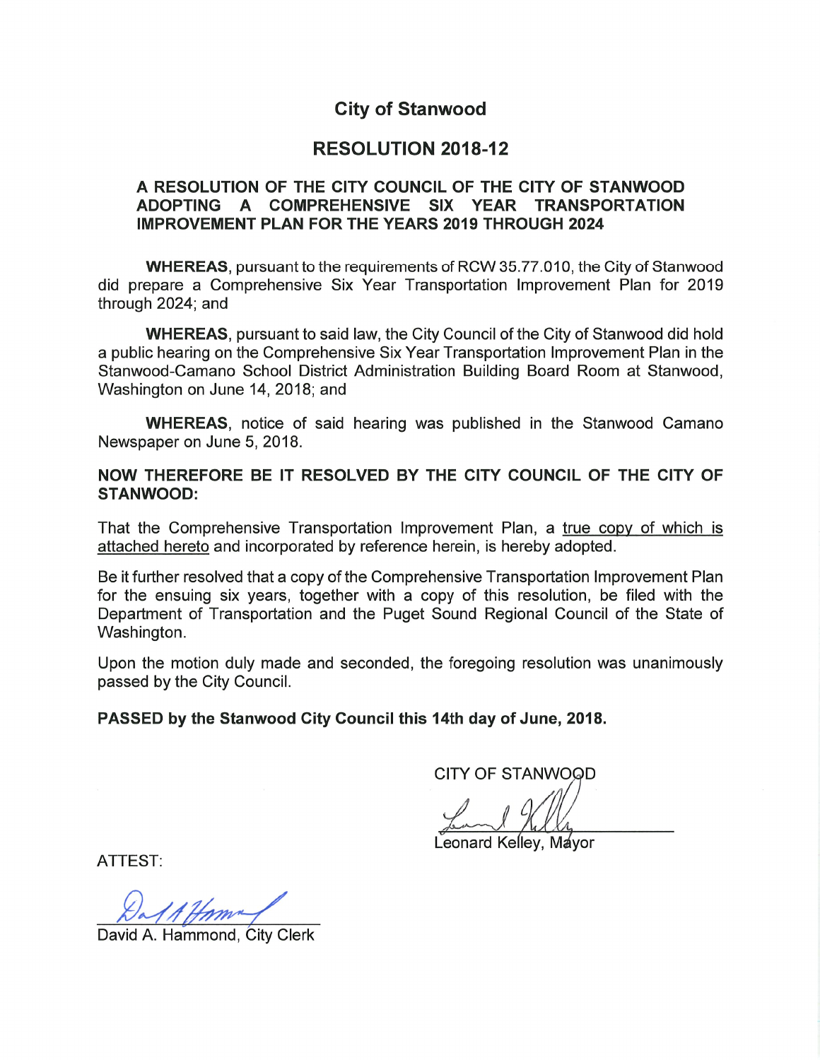# City of Stanwood

## RESOLUTION 2018-12

### A RESOLUTION OF THE CITY COUNCIL OF THE CITY OF STANWOOD ADOPTING A COMPREHENSIVE SIX YEAR TRANSPORTATION IMPROVEMENT PLAN FOR THE YEARS 2019 THROUGH 2024

**WHEREAS**, pursuant to the requirements of RCW 35.77.010, the City of Stanwood did prepare a Comprehensive Six Year Transportation Improvement Plan for 2019 through 2024; and

**WHEREAS**, pursuant to said law, the City Council of the City of Stanwood did hold a public hearing on the Comprehensive Six Year Transportation Improvement Plan in the Stanwood-Camano School District Administration Building Board Room at Stanwood, Washington on June 14, 2018; and

**WHEREAS**, notice of said hearing was published in the Stanwood Camano Newspaper on June 5, 2018.

**NOW THEREFORE BE IT RESOLVED BY THE CITY COUNCIL OF THE CITY OF STANWOOD:**

That the Comprehensive Transportation Improvement Plan, a true copy of which is attached hereto and incorporated by reference herein, is hereby adopted.

Be it further resolved that a copy of the Comprehensive Transportation Improvement Plan for the ensuing six years, together with a copy of this resolution, be filed with the Department of Transportation and the Puget Sound Regional Council of the State of Washington.

Upon the motion duly made and seconded, the foregoing resolution was unanimously passed by the City Council.

**PASSED by the Stanwood City Council this 14th day of June, 2018.**

CITY OF STANWOOD

Leonard Kelley, Mayor

ATTEST:

David A. Hammond, City Clerk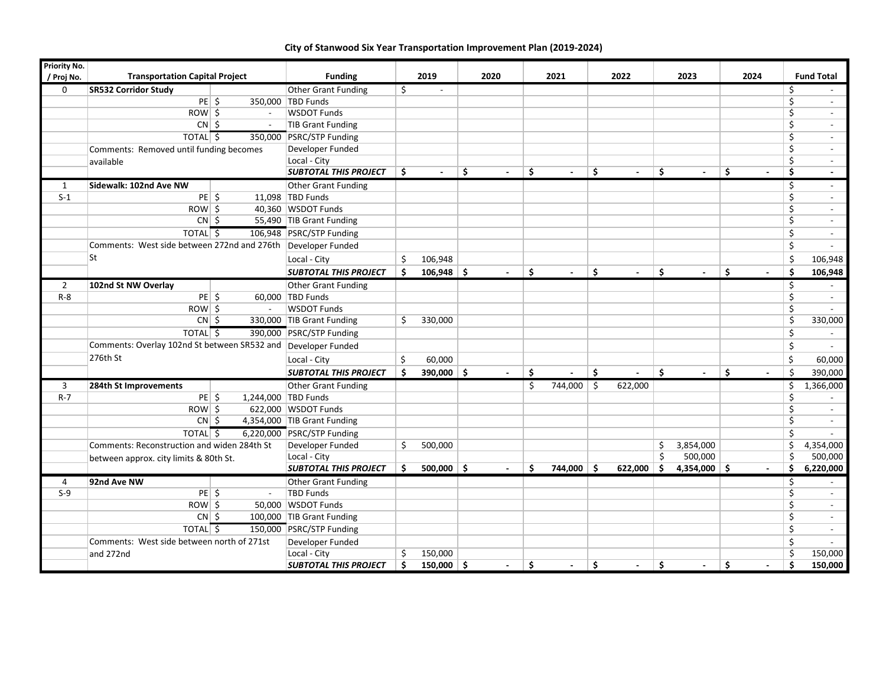# City of Stanwood Six Year Transportation Improvement Plan (2019-2024)

| Priority No. / Proj No. | Transportation Capital Project | | Funding | 2019 | 2020 | 2021 | 2022 | 2023 | 2024 | Fund Total |
|---|---|---|---|---|---|---|---|---|---|---|
| 0 | **SR532 Corridor Study** | | Other Grant Funding | $ - | | | | | | $ - |
| | PE | $ 350,000 | TBD Funds | | | | | | | $ - |
| | ROW | $ - | WSDOT Funds | | | | | | | $ - |
| | CN | $ - | TIB Grant Funding | | | | | | | $ - |
| | TOTAL | $ 350,000 | PSRC/STP Funding | | | | | | | $ - |
| | Comments: Removed until funding becomes | | Developer Funded | | | | | | | $ - |
| | available | | Local - City | | | | | | | $ - |
| | | | ***SUBTOTAL THIS PROJECT*** | **$ -** | **$ -** | **$ -** | **$ -** | **$ -** | **$ -** | **$ -** |
| 1 | **Sidewalk: 102nd Ave NW** | | Other Grant Funding | | | | | | | $ - |
| S-1 | PE | $ 11,098 | TBD Funds | | | | | | | $ - |
| | ROW | $ 40,360 | WSDOT Funds | | | | | | | $ - |
| | CN | $ 55,490 | TIB Grant Funding | | | | | | | $ - |
| | TOTAL | $ 106,948 | PSRC/STP Funding | | | | | | | $ - |
| | Comments: West side between 272nd and 276th | | Developer Funded | | | | | | | $ - |
| | St | | Local - City | $ 106,948 | | | | | | $ 106,948 |
| | | | ***SUBTOTAL THIS PROJECT*** | **$ 106,948** | **$ -** | **$ -** | **$ -** | **$ -** | **$ -** | **$ 106,948** |
| 2 | **102nd St NW Overlay** | | Other Grant Funding | | | | | | | $ - |
| R-8 | PE | $ 60,000 | TBD Funds | | | | | | | $ - |
| | ROW | $ - | WSDOT Funds | | | | | | | $ - |
| | CN | $ 330,000 | TIB Grant Funding | $ 330,000 | | | | | | $ 330,000 |
| | TOTAL | $ 390,000 | PSRC/STP Funding | | | | | | | $ - |
| | Comments: Overlay 102nd St between SR532 and | | Developer Funded | | | | | | | $ - |
| | 276th St | | Local - City | $ 60,000 | | | | | | $ 60,000 |
| | | | ***SUBTOTAL THIS PROJECT*** | **$ 390,000** | **$ -** | **$ -** | **$ -** | **$ -** | **$ -** | $ 390,000 |
| 3 | **284th St Improvements** | | Other Grant Funding | | | $ 744,000 | $ 622,000 | | | $ 1,366,000 |
| R-7 | PE | $ 1,244,000 | TBD Funds | | | | | | | $ - |
| | ROW | $ 622,000 | WSDOT Funds | | | | | | | $ - |
| | CN | $ 4,354,000 | TIB Grant Funding | | | | | | | $ - |
| | TOTAL | $ 6,220,000 | PSRC/STP Funding | | | | | | | $ - |
| | Comments: Reconstruction and widen 284th St | | Developer Funded | $ 500,000 | | | | $ 3,854,000 | | $ 4,354,000 |
| | between approx. city limits & 80th St. | | Local - City | | | | | $ 500,000 | | $ 500,000 |
| | | | ***SUBTOTAL THIS PROJECT*** | **$ 500,000** | **$ -** | **$ 744,000** | **$ 622,000** | **$ 4,354,000** | **$ -** | **$ 6,220,000** |
| 4 | **92nd Ave NW** | | Other Grant Funding | | | | | | | $ - |
| S-9 | PE | $ - | TBD Funds | | | | | | | $ - |
| | ROW | $ 50,000 | WSDOT Funds | | | | | | | $ - |
| | CN | $ 100,000 | TIB Grant Funding | | | | | | | $ - |
| | TOTAL | $ 150,000 | PSRC/STP Funding | | | | | | | $ - |
| | Comments: West side between north of 271st | | Developer Funded | | | | | | | $ - |
| | and 272nd | | Local - City | $ 150,000 | | | | | | $ 150,000 |
| | | | ***SUBTOTAL THIS PROJECT*** | **$ 150,000** | **$ -** | **$ -** | **$ -** | **$ -** | **$ -** | **$ 150,000** |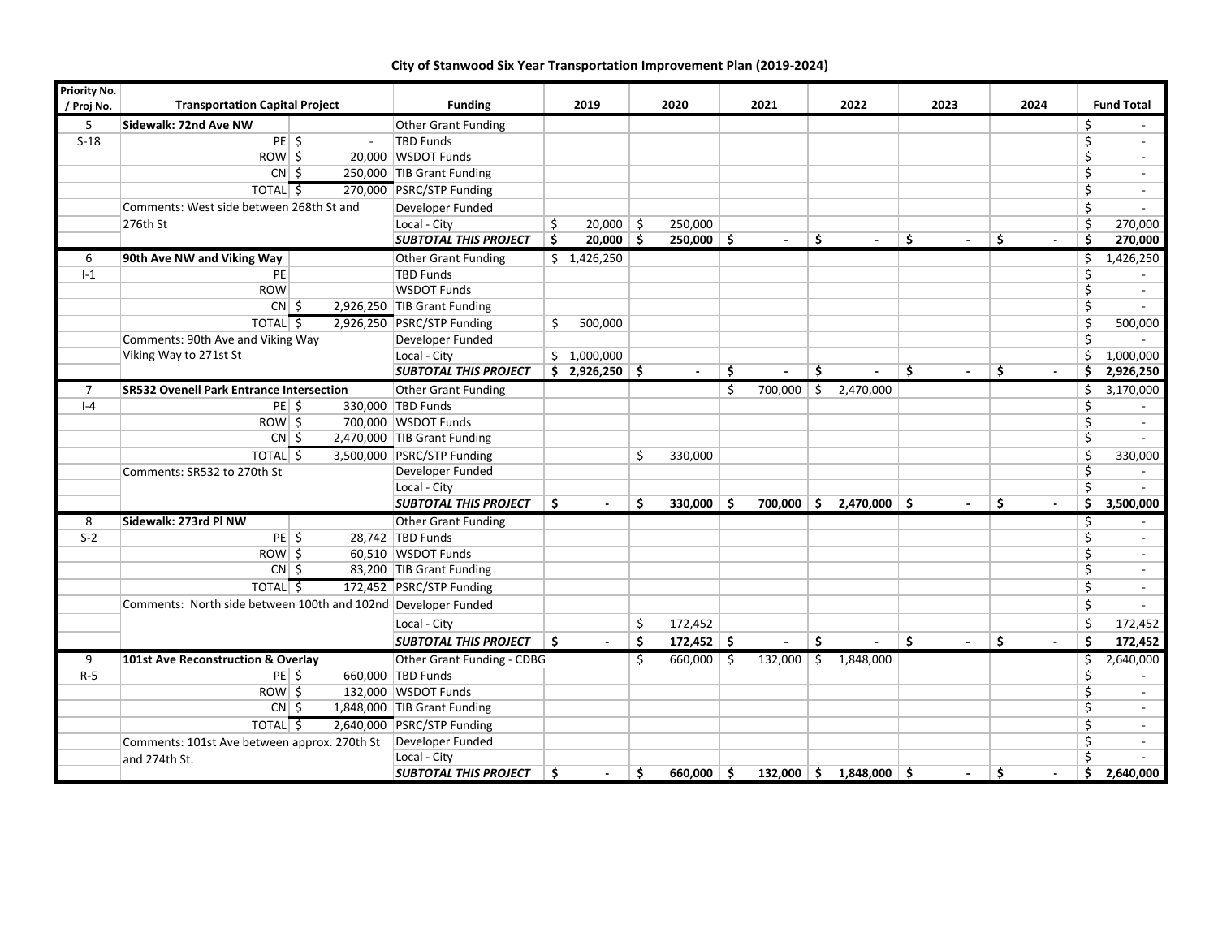**City of Stanwood Six Year Transportation Improvement Plan (2019-2024)**

| Priority No. / Proj No. | Transportation Capital Project | | Funding | 2019 | 2020 | 2021 | 2022 | 2023 | 2024 | Fund Total |
|---|---|---|---|---|---|---|---|---|---|---|
| 5 | **Sidewalk: 72nd Ave NW** | | Other Grant Funding | | | | | | | $ - |
| S-18 | PE | $ - | TBD Funds | | | | | | | $ - |
| | ROW | $ 20,000 | WSDOT Funds | | | | | | | $ - |
| | CN | $ 250,000 | TIB Grant Funding | | | | | | | $ - |
| | TOTAL | $ 270,000 | PSRC/STP Funding | | | | | | | $ - |
| | Comments: West side between 268th St and | | Developer Funded | | | | | | | $ - |
| | 276th St | | Local - City | $ 20,000 | $ 250,000 | | | | | $ 270,000 |
| | | | ***SUBTOTAL THIS PROJECT*** | **$ 20,000** | **$ 250,000** | **$ -** | **$ -** | **$ -** | **$ -** | **$ 270,000** |
| 6 | **90th Ave NW and Viking Way** | | Other Grant Funding | $ 1,426,250 | | | | | | $ 1,426,250 |
| I-1 | PE | | TBD Funds | | | | | | | $ - |
| | ROW | | WSDOT Funds | | | | | | | $ - |
| | CN | $ 2,926,250 | TIB Grant Funding | | | | | | | $ - |
| | TOTAL | $ 2,926,250 | PSRC/STP Funding | $ 500,000 | | | | | | $ 500,000 |
| | Comments: 90th Ave and Viking Way | | Developer Funded | | | | | | | $ - |
| | Viking Way to 271st St | | Local - City | $ 1,000,000 | | | | | | $ 1,000,000 |
| | | | ***SUBTOTAL THIS PROJECT*** | **$ 2,926,250** | **$ -** | **$ -** | **$ -** | **$ -** | **$ -** | **$ 2,926,250** |
| 7 | **SR532 Ovenell Park Entrance Intersection** | | Other Grant Funding | | | $ 700,000 | $ 2,470,000 | | | $ 3,170,000 |
| I-4 | PE | $ 330,000 | TBD Funds | | | | | | | $ - |
| | ROW | $ 700,000 | WSDOT Funds | | | | | | | $ - |
| | CN | $ 2,470,000 | TIB Grant Funding | | | | | | | $ - |
| | TOTAL | $ 3,500,000 | PSRC/STP Funding | | $ 330,000 | | | | | $ 330,000 |
| | Comments: SR532 to 270th St | | Developer Funded | | | | | | | $ - |
| | | | Local - City | | | | | | | $ - |
| | | | ***SUBTOTAL THIS PROJECT*** | **$ -** | **$ 330,000** | **$ 700,000** | **$ 2,470,000** | **$ -** | **$ -** | **$ 3,500,000** |
| 8 | **Sidewalk: 273rd Pl NW** | | Other Grant Funding | | | | | | | $ - |
| S-2 | PE | $ 28,742 | TBD Funds | | | | | | | $ - |
| | ROW | $ 60,510 | WSDOT Funds | | | | | | | $ - |
| | CN | $ 83,200 | TIB Grant Funding | | | | | | | $ - |
| | TOTAL | $ 172,452 | PSRC/STP Funding | | | | | | | $ - |
| | Comments: North side between 100th and 102nd | | Developer Funded | | | | | | | $ - |
| | | | Local - City | | $ 172,452 | | | | | $ 172,452 |
| | | | ***SUBTOTAL THIS PROJECT*** | **$ -** | **$ 172,452** | **$ -** | **$ -** | **$ -** | **$ -** | **$ 172,452** |
| 9 | **101st Ave Reconstruction & Overlay** | | Other Grant Funding - CDBG | | $ 660,000 | $ 132,000 | $ 1,848,000 | | | $ 2,640,000 |
| R-5 | PE | $ 660,000 | TBD Funds | | | | | | | $ - |
| | ROW | $ 132,000 | WSDOT Funds | | | | | | | $ - |
| | CN | $ 1,848,000 | TIB Grant Funding | | | | | | | $ - |
| | TOTAL | $ 2,640,000 | PSRC/STP Funding | | | | | | | $ - |
| | Comments: 101st Ave between approx. 270th St | | Developer Funded | | | | | | | $ - |
| | and 274th St. | | Local - City | | | | | | | $ - |
| | | | ***SUBTOTAL THIS PROJECT*** | **$ -** | **$ 660,000** | **$ 132,000** | **$ 1,848,000** | **$ -** | **$ -** | **$ 2,640,000** |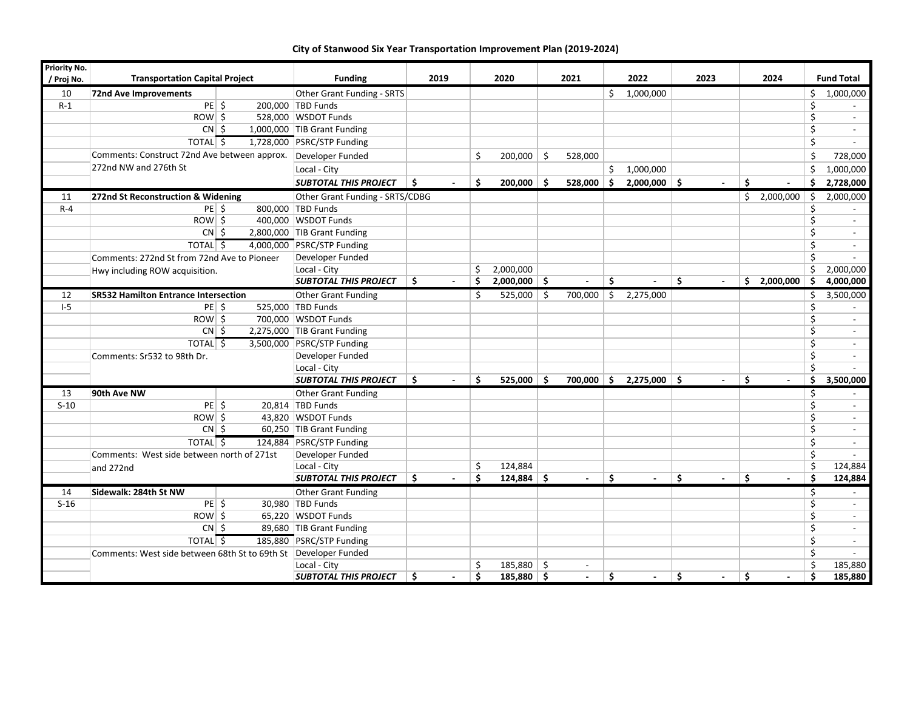# City of Stanwood Six Year Transportation Improvement Plan (2019-2024)

| Priority No. / Proj No. | Transportation Capital Project | | Funding | 2019 | 2020 | 2021 | 2022 | 2023 | 2024 | Fund Total |
|---|---|---|---|---|---|---|---|---|---|---|
| 10 | **72nd Ave Improvements** | | Other Grant Funding - SRTS | | | | $ 1,000,000 | | | $ 1,000,000 |
| R-1 | PE | $ 200,000 | TBD Funds | | | | | | | $ - |
| | ROW | $ 528,000 | WSDOT Funds | | | | | | | $ - |
| | CN | $ 1,000,000 | TIB Grant Funding | | | | | | | $ - |
| | TOTAL | $ 1,728,000 | PSRC/STP Funding | | | | | | | $ - |
| | Comments: Construct 72nd Ave between approx. | | Developer Funded | | $ 200,000 | $ 528,000 | | | | $ 728,000 |
| | 272nd NW and 276th St | | Local - City | | | | $ 1,000,000 | | | $ 1,000,000 |
| | | | ***SUBTOTAL THIS PROJECT*** | **$ -** | **$ 200,000** | **$ 528,000** | **$ 2,000,000** | **$ -** | **$ -** | **$ 2,728,000** |
| 11 | **272nd St Reconstruction & Widening** | | Other Grant Funding - SRTS/CDBG | | | | | | $ 2,000,000 | $ 2,000,000 |
| R-4 | PE | $ 800,000 | TBD Funds | | | | | | | $ - |
| | ROW | $ 400,000 | WSDOT Funds | | | | | | | $ - |
| | CN | $ 2,800,000 | TIB Grant Funding | | | | | | | $ - |
| | TOTAL | $ 4,000,000 | PSRC/STP Funding | | | | | | | $ - |
| | Comments: 272nd St from 72nd Ave to Pioneer | | Developer Funded | | | | | | | $ - |
| | Hwy including ROW acquisition. | | Local - City | | $ 2,000,000 | | | | | $ 2,000,000 |
| | | | ***SUBTOTAL THIS PROJECT*** | **$ -** | **$ 2,000,000** | **$ -** | **$ -** | **$ -** | **$ 2,000,000** | **$ 4,000,000** |
| 12 | **SR532 Hamilton Entrance Intersection** | | Other Grant Funding | | $ 525,000 | $ 700,000 | $ 2,275,000 | | | $ 3,500,000 |
| I-5 | PE | $ 525,000 | TBD Funds | | | | | | | $ - |
| | ROW | $ 700,000 | WSDOT Funds | | | | | | | $ - |
| | CN | $ 2,275,000 | TIB Grant Funding | | | | | | | $ - |
| | TOTAL | $ 3,500,000 | PSRC/STP Funding | | | | | | | $ - |
| | Comments: Sr532 to 98th Dr. | | Developer Funded | | | | | | | $ - |
| | | | Local - City | | | | | | | $ - |
| | | | ***SUBTOTAL THIS PROJECT*** | **$ -** | **$ 525,000** | **$ 700,000** | **$ 2,275,000** | **$ -** | **$ -** | **$ 3,500,000** |
| 13 | **90th Ave NW** | | Other Grant Funding | | | | | | | $ - |
| S-10 | PE | $ 20,814 | TBD Funds | | | | | | | $ - |
| | ROW | $ 43,820 | WSDOT Funds | | | | | | | $ - |
| | CN | $ 60,250 | TIB Grant Funding | | | | | | | $ - |
| | TOTAL | $ 124,884 | PSRC/STP Funding | | | | | | | $ - |
| | Comments: West side between north of 271st | | Developer Funded | | | | | | | $ - |
| | and 272nd | | Local - City | | $ 124,884 | | | | | $ 124,884 |
| | | | ***SUBTOTAL THIS PROJECT*** | **$ -** | **$ 124,884** | **$ -** | **$ -** | **$ -** | **$ -** | **$ 124,884** |
| 14 | **Sidewalk: 284th St NW** | | Other Grant Funding | | | | | | | $ - |
| S-16 | PE | $ 30,980 | TBD Funds | | | | | | | $ - |
| | ROW | $ 65,220 | WSDOT Funds | | | | | | | $ - |
| | CN | $ 89,680 | TIB Grant Funding | | | | | | | $ - |
| | TOTAL | $ 185,880 | PSRC/STP Funding | | | | | | | $ - |
| | Comments: West side between 68th St to 69th St | | Developer Funded | | | | | | | $ - |
| | | | Local - City | | $ 185,880 | $ - | | | | $ 185,880 |
| | | | ***SUBTOTAL THIS PROJECT*** | **$ -** | **$ 185,880** | **$ -** | **$ -** | **$ -** | **$ -** | **$ 185,880** |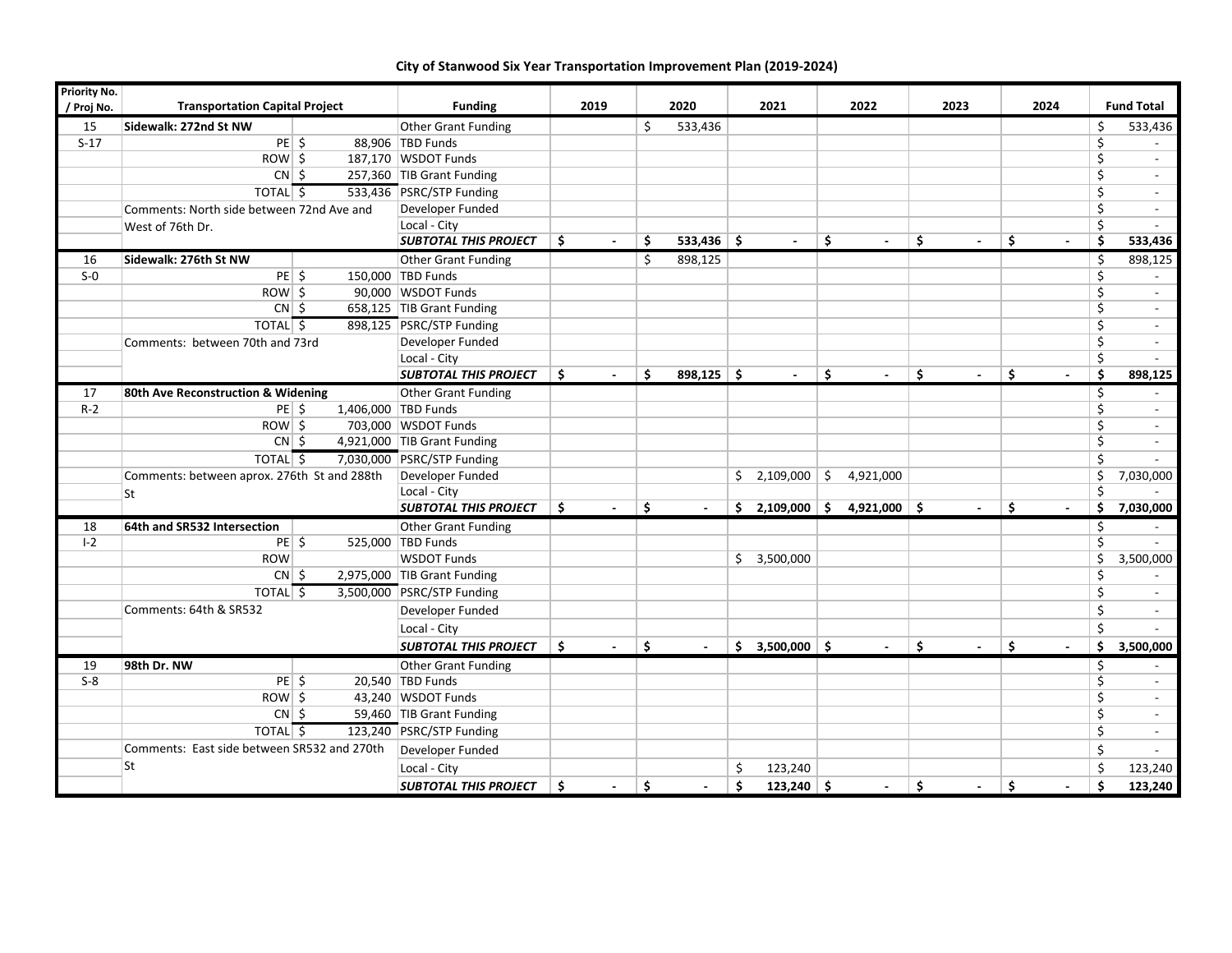# City of Stanwood Six Year Transportation Improvement Plan (2019-2024)

| Priority No. / Proj No. | Transportation Capital Project | | Funding | 2019 | 2020 | 2021 | 2022 | 2023 | 2024 | Fund Total |
|---|---|---|---|---|---|---|---|---|---|---|
| 15 | **Sidewalk: 272nd St NW** | | Other Grant Funding | | $ 533,436 | | | | | $ 533,436 |
| S-17 | PE | $ 88,906 | TBD Funds | | | | | | | $ - |
| | ROW | $ 187,170 | WSDOT Funds | | | | | | | $ - |
| | CN | $ 257,360 | TIB Grant Funding | | | | | | | $ - |
| | TOTAL | $ 533,436 | PSRC/STP Funding | | | | | | | $ - |
| | Comments: North side between 72nd Ave and | | Developer Funded | | | | | | | $ - |
| | West of 76th Dr. | | Local - City | | | | | | | $ - |
| | | | ***SUBTOTAL THIS PROJECT*** | **$ -** | **$ 533,436** | **$ -** | **$ -** | **$ -** | **$ -** | **$ 533,436** |
| 16 | **Sidewalk: 276th St NW** | | Other Grant Funding | | $ 898,125 | | | | | $ 898,125 |
| S-0 | PE | $ 150,000 | TBD Funds | | | | | | | $ - |
| | ROW | $ 90,000 | WSDOT Funds | | | | | | | $ - |
| | CN | $ 658,125 | TIB Grant Funding | | | | | | | $ - |
| | TOTAL | $ 898,125 | PSRC/STP Funding | | | | | | | $ - |
| | Comments: between 70th and 73rd | | Developer Funded | | | | | | | $ - |
| | | | Local - City | | | | | | | $ - |
| | | | ***SUBTOTAL THIS PROJECT*** | **$ -** | **$ 898,125** | **$ -** | **$ -** | **$ -** | **$ -** | **$ 898,125** |
| 17 | **80th Ave Reconstruction & Widening** | | Other Grant Funding | | | | | | | $ - |
| R-2 | PE | $ 1,406,000 | TBD Funds | | | | | | | $ - |
| | ROW | $ 703,000 | WSDOT Funds | | | | | | | $ - |
| | CN | $ 4,921,000 | TIB Grant Funding | | | | | | | $ - |
| | TOTAL | $ 7,030,000 | PSRC/STP Funding | | | | | | | $ - |
| | Comments: between aprox. 276th St and 288th | | Developer Funded | | | $ 2,109,000 | $ 4,921,000 | | | $ 7,030,000 |
| | St | | Local - City | | | | | | | $ - |
| | | | ***SUBTOTAL THIS PROJECT*** | **$ -** | **$ -** | **$ 2,109,000** | **$ 4,921,000** | **$ -** | **$ -** | **$ 7,030,000** |
| 18 | **64th and SR532 Intersection** | | Other Grant Funding | | | | | | | $ - |
| I-2 | PE | $ 525,000 | TBD Funds | | | | | | | $ - |
| | ROW | | WSDOT Funds | | | $ 3,500,000 | | | | $ 3,500,000 |
| | CN | $ 2,975,000 | TIB Grant Funding | | | | | | | $ - |
| | TOTAL | $ 3,500,000 | PSRC/STP Funding | | | | | | | $ - |
| | Comments: 64th & SR532 | | Developer Funded | | | | | | | $ - |
| | | | Local - City | | | | | | | $ - |
| | | | ***SUBTOTAL THIS PROJECT*** | **$ -** | **$ -** | **$ 3,500,000** | **$ -** | **$ -** | **$ -** | **$ 3,500,000** |
| 19 | **98th Dr. NW** | | Other Grant Funding | | | | | | | $ - |
| S-8 | PE | $ 20,540 | TBD Funds | | | | | | | $ - |
| | ROW | $ 43,240 | WSDOT Funds | | | | | | | $ - |
| | CN | $ 59,460 | TIB Grant Funding | | | | | | | $ - |
| | TOTAL | $ 123,240 | PSRC/STP Funding | | | | | | | $ - |
| | Comments: East side between SR532 and 270th | | Developer Funded | | | | | | | $ - |
| | St | | Local - City | | | $ 123,240 | | | | $ 123,240 |
| | | | ***SUBTOTAL THIS PROJECT*** | **$ -** | **$ -** | **$ 123,240** | **$ -** | **$ -** | **$ -** | **$ 123,240** |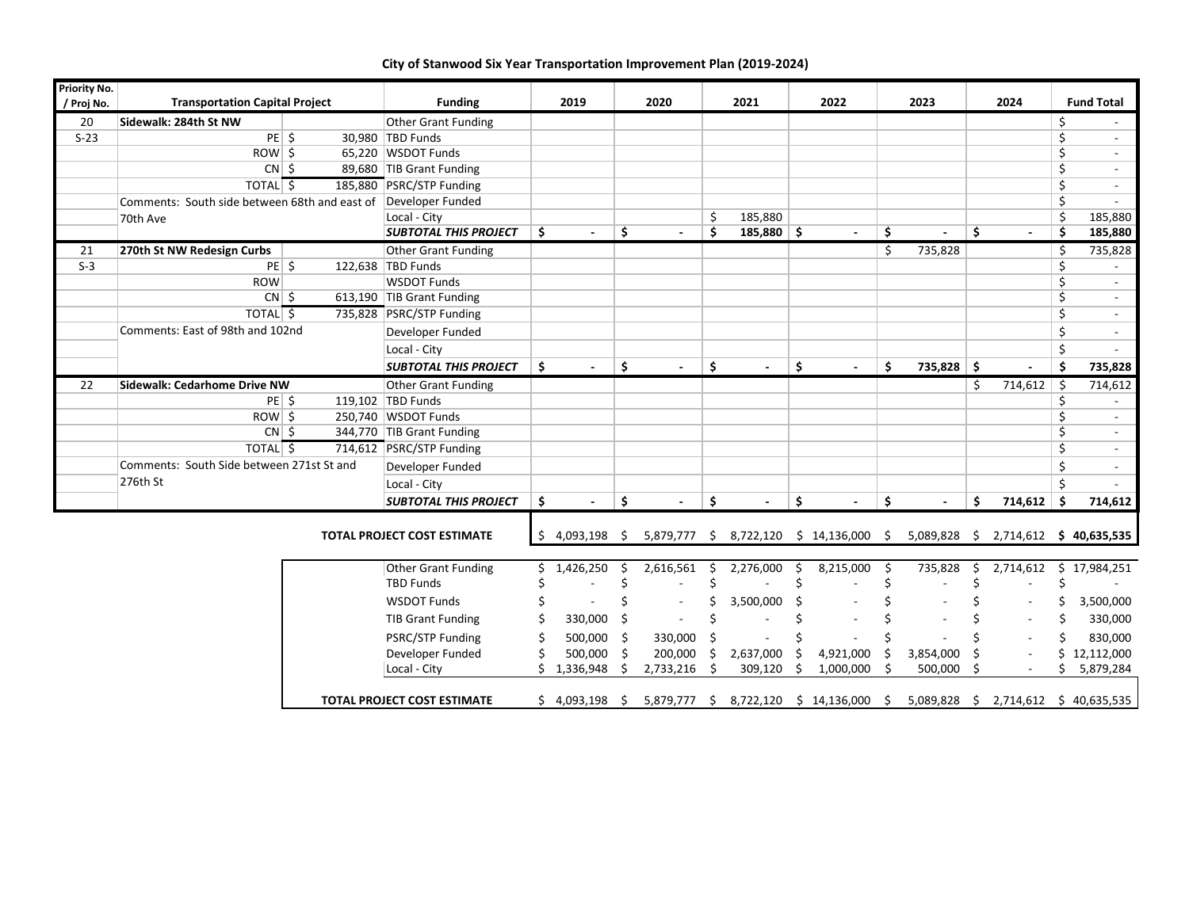# City of Stanwood Six Year Transportation Improvement Plan (2019-2024)

| Priority No. / Proj No. | Transportation Capital Project | | Funding | 2019 | 2020 | 2021 | 2022 | 2023 | 2024 | Fund Total |
|---|---|---|---|---|---|---|---|---|---|---|
| 20 | **Sidewalk: 284th St NW** | | Other Grant Funding | | | | | | | $ - |
| S-23 | PE | $ 30,980 | TBD Funds | | | | | | | $ - |
| | ROW | $ 65,220 | WSDOT Funds | | | | | | | $ - |
| | CN | $ 89,680 | TIB Grant Funding | | | | | | | $ - |
| | TOTAL | $ 185,880 | PSRC/STP Funding | | | | | | | $ - |
| | Comments: South side between 68th and east of | | Developer Funded | | | | | | | $ - |
| | 70th Ave | | Local - City | | | $ 185,880 | | | | $ 185,880 |
| | | | ***SUBTOTAL THIS PROJECT*** | **$ -** | **$ -** | **$ 185,880** | **$ -** | **$ -** | **$ -** | **$ 185,880** |
| 21 | **270th St NW Redesign Curbs** | | Other Grant Funding | | | | | $ 735,828 | | $ 735,828 |
| S-3 | PE | $ 122,638 | TBD Funds | | | | | | | $ - |
| | ROW | | WSDOT Funds | | | | | | | $ - |
| | CN | $ 613,190 | TIB Grant Funding | | | | | | | $ - |
| | TOTAL | $ 735,828 | PSRC/STP Funding | | | | | | | $ - |
| | Comments: East of 98th and 102nd | | Developer Funded | | | | | | | $ - |
| | | | Local - City | | | | | | | $ - |
| | | | ***SUBTOTAL THIS PROJECT*** | **$ -** | **$ -** | **$ -** | **$ -** | **$ 735,828** | **$ -** | **$ 735,828** |
| 22 | **Sidewalk: Cedarhome Drive NW** | | Other Grant Funding | | | | | | $ 714,612 | $ 714,612 |
| | PE | $ 119,102 | TBD Funds | | | | | | | $ - |
| | ROW | $ 250,740 | WSDOT Funds | | | | | | | $ - |
| | CN | $ 344,770 | TIB Grant Funding | | | | | | | $ - |
| | TOTAL | $ 714,612 | PSRC/STP Funding | | | | | | | $ - |
| | Comments: South Side between 271st St and | | Developer Funded | | | | | | | $ - |
| | 276th St | | Local - City | | | | | | | $ - |
| | | | ***SUBTOTAL THIS PROJECT*** | **$ -** | **$ -** | **$ -** | **$ -** | **$ -** | **$ 714,612** | **$ 714,612** |
| | | | **TOTAL PROJECT COST ESTIMATE** | $ 4,093,198 | $ 5,879,777 | $ 8,722,120 | $ 14,136,000 | $ 5,089,828 | $ 2,714,612 | **$ 40,635,535** |

| | 2019 | 2020 | 2021 | 2022 | 2023 | 2024 | Fund Total |
|---|---|---|---|---|---|---|---|
| Other Grant Funding | $ 1,426,250 | $ 2,616,561 | $ 2,276,000 | $ 8,215,000 | $ 735,828 | $ 2,714,612 | $ 17,984,251 |
| TBD Funds | $ - | $ - | $ - | $ - | $ - | $ - | $ - |
| WSDOT Funds | $ - | $ - | $ 3,500,000 | $ - | $ - | $ - | $ 3,500,000 |
| TIB Grant Funding | $ 330,000 | $ - | $ - | $ - | $ - | $ - | $ 330,000 |
| PSRC/STP Funding | $ 500,000 | $ 330,000 | $ - | $ - | $ - | $ - | $ 830,000 |
| Developer Funded | $ 500,000 | $ 200,000 | $ 2,637,000 | $ 4,921,000 | $ 3,854,000 | $ - | $ 12,112,000 |
| Local - City | $ 1,336,948 | $ 2,733,216 | $ 309,120 | $ 1,000,000 | $ 500,000 | $ - | $ 5,879,284 |
| **TOTAL PROJECT COST ESTIMATE** | $ 4,093,198 | $ 5,879,777 | $ 8,722,120 | $ 14,136,000 | $ 5,089,828 | $ 2,714,612 | $ 40,635,535 |